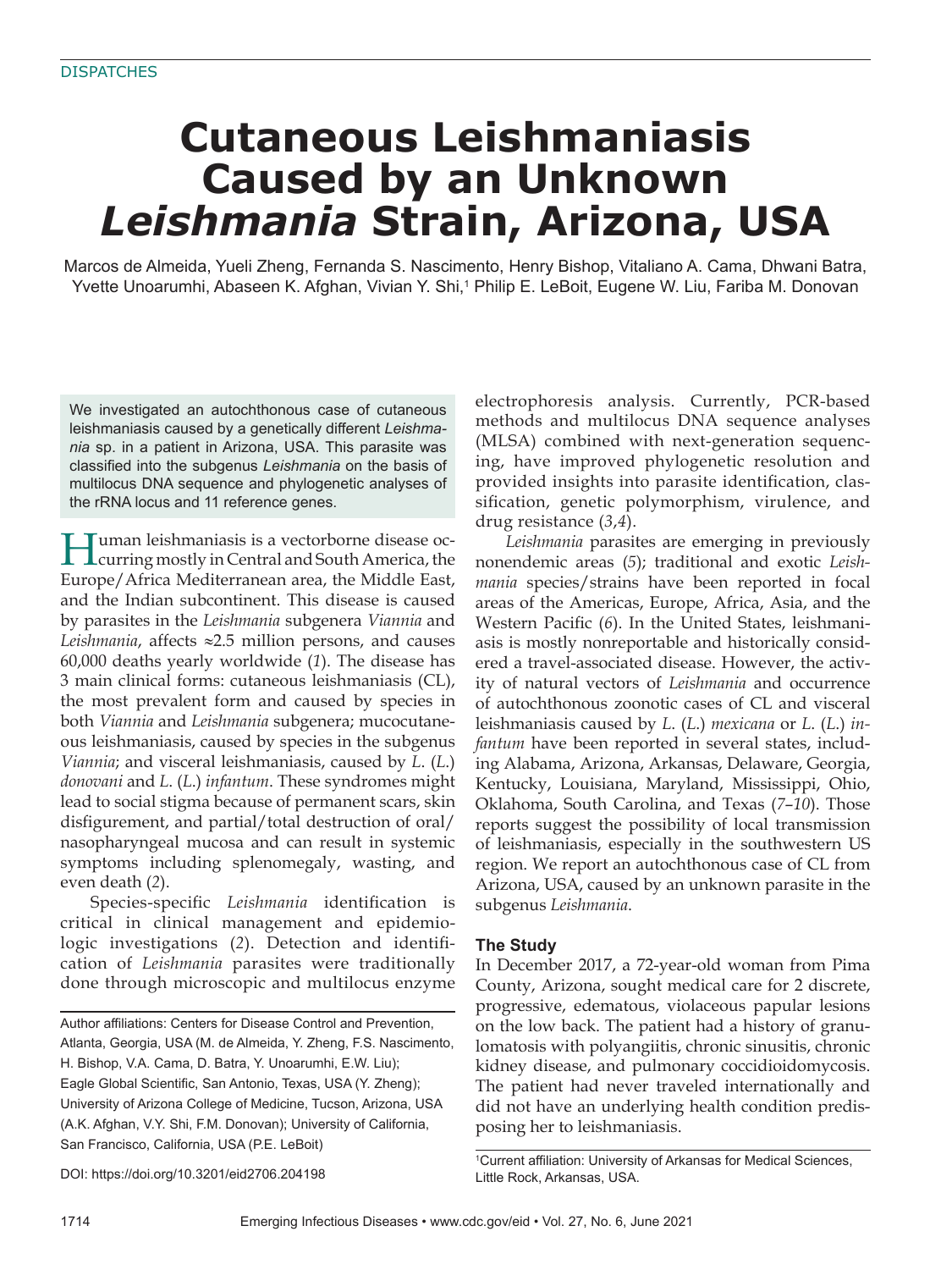DISPATCHES

# Cutaneous Leishmaniasis Caused by an Unknown *Leishmania* Strain, Arizona, USA

Marcos de Almeida, Yueli Zheng, Fernanda S. Nascimento, Henry Bishop, Vitaliano A. Cama, Dhwani Batra, Yvette Unoarumhi, Abaseen K. Afghan, Vivian Y. Shi,[1] Philip E. LeBoit, Eugene W. Liu, Fariba M. Donovan

We investigated an autochthonous case of cutaneous leishmaniasis caused by a genetically different *Leishmania* sp. in a patient in Arizona, USA. This parasite was classified into the subgenus *Leishmania* on the basis of multilocus DNA sequence and phylogenetic analyses of the rRNA locus and 11 reference genes.

Human leishmaniasis is a vectorborne disease occurring mostly in Central and South America, the Europe/Africa Mediterranean area, the Middle East, and the Indian subcontinent. This disease is caused by parasites in the *Leishmania* subgenera *Viannia* and *Leishmania*, affects ≈2.5 million persons, and causes 60,000 deaths yearly worldwide (*1*). The disease has 3 main clinical forms: cutaneous leishmaniasis (CL), the most prevalent form and caused by species in both *Viannia* and *Leishmania* subgenera; mucocutaneous leishmaniasis, caused by species in the subgenus *Viannia*; and visceral leishmaniasis, caused by *L*. (*L*.) *donovani* and *L*. (*L*.) *infantum*. These syndromes might lead to social stigma because of permanent scars, skin disfigurement, and partial/total destruction of oral/nasopharyngeal mucosa and can result in systemic symptoms including splenomegaly, wasting, and even death (*2*).

Species-specific *Leishmania* identification is critical in clinical management and epidemiologic investigations (*2*). Detection and identification of *Leishmania* parasites were traditionally done through microscopic and multilocus enzyme electrophoresis analysis. Currently, PCR-based methods and multilocus DNA sequence analyses (MLSA) combined with next-generation sequencing, have improved phylogenetic resolution and provided insights into parasite identification, classification, genetic polymorphism, virulence, and drug resistance (*3*,*4*).

*Leishmania* parasites are emerging in previously nonendemic areas (*5*); traditional and exotic *Leishmania* species/strains have been reported in focal areas of the Americas, Europe, Africa, Asia, and the Western Pacific (*6*). In the United States, leishmaniasis is mostly nonreportable and historically considered a travel-associated disease. However, the activity of natural vectors of *Leishmania* and occurrence of autochthonous zoonotic cases of CL and visceral leishmaniasis caused by *L*. (*L*.) *mexicana* or *L*. (*L*.) *infantum* have been reported in several states, including Alabama, Arizona, Arkansas, Delaware, Georgia, Kentucky, Louisiana, Maryland, Mississippi, Ohio, Oklahoma, South Carolina, and Texas (*7*–*10*). Those reports suggest the possibility of local transmission of leishmaniasis, especially in the southwestern US region. We report an autochthonous case of CL from Arizona, USA, caused by an unknown parasite in the subgenus *Leishmania*.

## The Study

In December 2017, a 72-year-old woman from Pima County, Arizona, sought medical care for 2 discrete, progressive, edematous, violaceous papular lesions on the low back. The patient had a history of granulomatosis with polyangiitis, chronic sinusitis, chronic kidney disease, and pulmonary coccidioidomycosis. The patient had never traveled internationally and did not have an underlying health condition predisposing her to leishmaniasis.

Author affiliations: Centers for Disease Control and Prevention, Atlanta, Georgia, USA (M. de Almeida, Y. Zheng, F.S. Nascimento, H. Bishop, V.A. Cama, D. Batra, Y. Unoarumhi, E.W. Liu); Eagle Global Scientific, San Antonio, Texas, USA (Y. Zheng); University of Arizona College of Medicine, Tucson, Arizona, USA (A.K. Afghan, V.Y. Shi, F.M. Donovan); University of California, San Francisco, California, USA (P.E. LeBoit)

DOI: https://doi.org/10.3201/eid2706.204198

[1]Current affiliation: University of Arkansas for Medical Sciences, Little Rock, Arkansas, USA.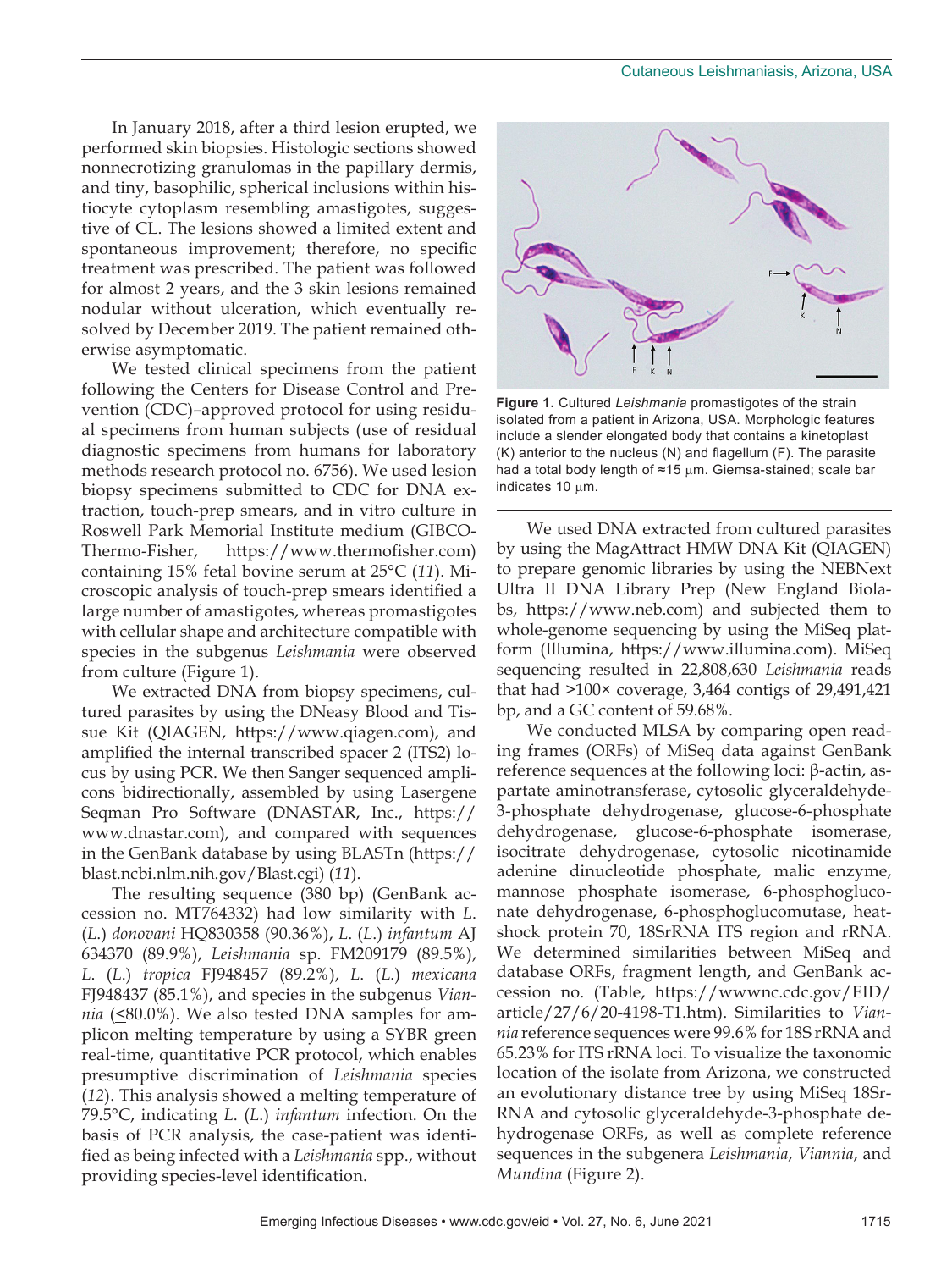In January 2018, after a third lesion erupted, we performed skin biopsies. Histologic sections showed nonnecrotizing granulomas in the papillary dermis, and tiny, basophilic, spherical inclusions within histiocyte cytoplasm resembling amastigotes, suggestive of CL. The lesions showed a limited extent and spontaneous improvement; therefore, no specific treatment was prescribed. The patient was followed for almost 2 years, and the 3 skin lesions remained nodular without ulceration, which eventually resolved by December 2019. The patient remained otherwise asymptomatic.

We tested clinical specimens from the patient following the Centers for Disease Control and Prevention (CDC)–approved protocol for using residual specimens from human subjects (use of residual diagnostic specimens from humans for laboratory methods research protocol no. 6756). We used lesion biopsy specimens submitted to CDC for DNA extraction, touch-prep smears, and in vitro culture in Roswell Park Memorial Institute medium (GIBCO-Thermo-Fisher, https://www.thermofisher.com) containing 15% fetal bovine serum at 25°C (*11*). Microscopic analysis of touch-prep smears identified a large number of amastigotes, whereas promastigotes with cellular shape and architecture compatible with species in the subgenus *Leishmania* were observed from culture (Figure 1).

We extracted DNA from biopsy specimens, cultured parasites by using the DNeasy Blood and Tissue Kit (QIAGEN, https://www.qiagen.com), and amplified the internal transcribed spacer 2 (ITS2) locus by using PCR. We then Sanger sequenced amplicons bidirectionally, assembled by using Lasergene Seqman Pro Software (DNASTAR, Inc., https://www.dnastar.com), and compared with sequences in the GenBank database by using BLASTn (https://blast.ncbi.nlm.nih.gov/Blast.cgi) (*11*).

The resulting sequence (380 bp) (GenBank accession no. MT764332) had low similarity with *L.* (*L.*) *donovani* HQ830358 (90.36%), *L.* (*L.*) *infantum* AJ 634370 (89.9%), *Leishmania* sp. FM209179 (89.5%), *L.* (*L.*) *tropica* FJ948457 (89.2%), *L.* (*L.*) *mexicana* FJ948437 (85.1%), and species in the subgenus *Viannia* (≤80.0%). We also tested DNA samples for amplicon melting temperature by using a SYBR green real-time, quantitative PCR protocol, which enables presumptive discrimination of *Leishmania* species (*12*). This analysis showed a melting temperature of 79.5°C, indicating *L.* (*L.*) *infantum* infection. On the basis of PCR analysis, the case-patient was identified as being infected with a *Leishmania* spp., without providing species-level identification.

**Figure 1.** Cultured *Leishmania* promastigotes of the strain isolated from a patient in Arizona, USA. Morphologic features include a slender elongated body that contains a kinetoplast (K) anterior to the nucleus (N) and flagellum (F). The parasite had a total body length of ≈15 μm. Giemsa-stained; scale bar indicates 10 μm.

We used DNA extracted from cultured parasites by using the MagAttract HMW DNA Kit (QIAGEN) to prepare genomic libraries by using the NEBNext Ultra II DNA Library Prep (New England Biolabs, https://www.neb.com) and subjected them to whole-genome sequencing by using the MiSeq platform (Illumina, https://www.illumina.com). MiSeq sequencing resulted in 22,808,630 *Leishmania* reads that had >100× coverage, 3,464 contigs of 29,491,421 bp, and a GC content of 59.68%.

We conducted MLSA by comparing open reading frames (ORFs) of MiSeq data against GenBank reference sequences at the following loci: β-actin, aspartate aminotransferase, cytosolic glyceraldehyde-3-phosphate dehydrogenase, glucose-6-phosphate dehydrogenase, glucose-6-phosphate isomerase, isocitrate dehydrogenase, cytosolic nicotinamide adenine dinucleotide phosphate, malic enzyme, mannose phosphate isomerase, 6-phosphogluconate dehydrogenase, 6-phosphoglucomutase, heat-shock protein 70, 18SrRNA ITS region and rRNA. We determined similarities between MiSeq and database ORFs, fragment length, and GenBank accession no. (Table, https://wwwnc.cdc.gov/EID/article/27/6/20-4198-T1.htm). Similarities to *Viannia* reference sequences were 99.6% for 18S rRNA and 65.23% for ITS rRNA loci. To visualize the taxonomic location of the isolate from Arizona, we constructed an evolutionary distance tree by using MiSeq 18SrRNA and cytosolic glyceraldehyde-3-phosphate dehydrogenase ORFs, as well as complete reference sequences in the subgenera *Leishmania*, *Viannia*, and *Mundina* (Figure 2).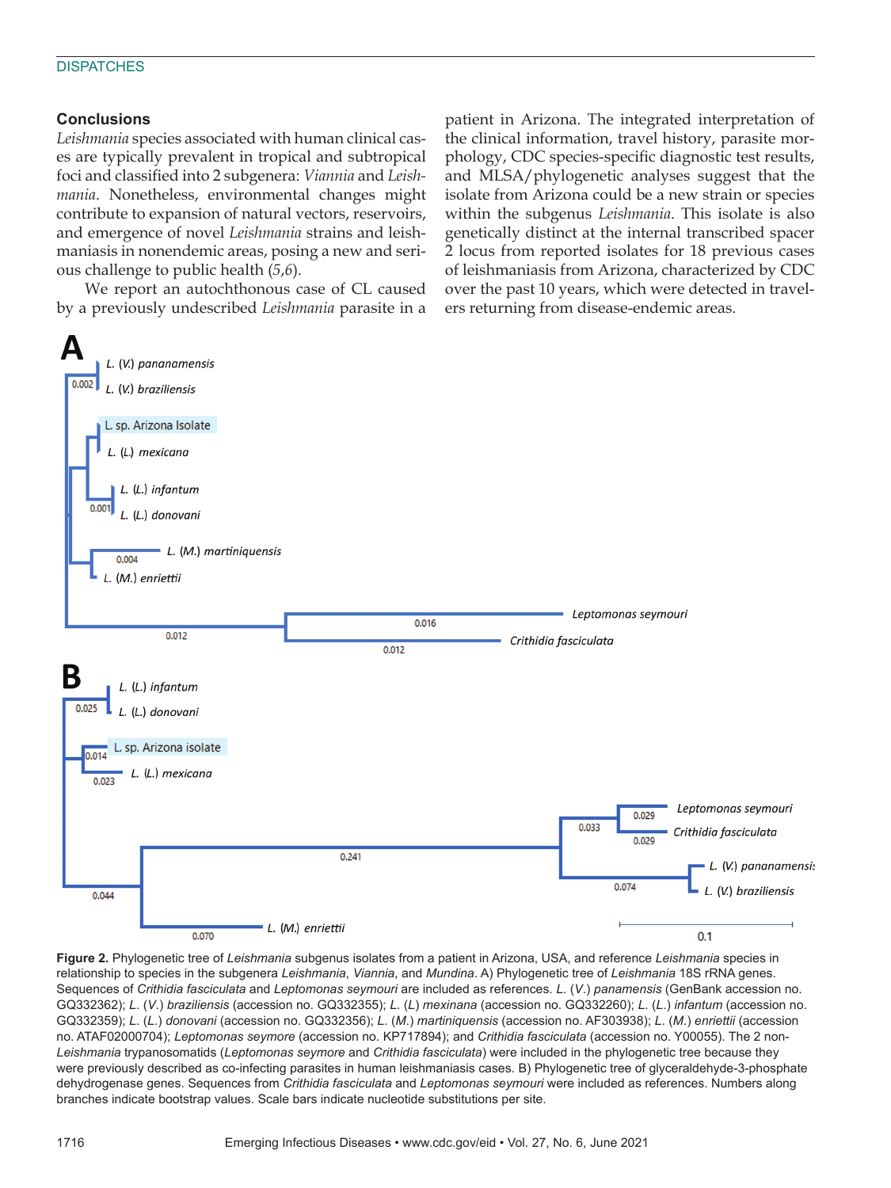## Conclusions

*Leishmania* species associated with human clinical cases are typically prevalent in tropical and subtropical foci and classified into 2 subgenera: *Viannia* and *Leishmania*. Nonetheless, environmental changes might contribute to expansion of natural vectors, reservoirs, and emergence of novel *Leishmania* strains and leishmaniasis in nonendemic areas, posing a new and serious challenge to public health (*5*,*6*).

We report an autochthonous case of CL caused by a previously undescribed *Leishmania* parasite in a patient in Arizona. The integrated interpretation of the clinical information, travel history, parasite morphology, CDC species-specific diagnostic test results, and MLSA/phylogenetic analyses suggest that the isolate from Arizona could be a new strain or species within the subgenus *Leishmania*. This isolate is also genetically distinct at the internal transcribed spacer 2 locus from reported isolates for 18 previous cases of leishmaniasis from Arizona, characterized by CDC over the past 10 years, which were detected in travelers returning from disease-endemic areas.

**Figure 2.** Phylogenetic tree of *Leishmania* subgenus isolates from a patient in Arizona, USA, and reference *Leishmania* species in relationship to species in the subgenera *Leishmania*, *Viannia*, and *Mundina*. A) Phylogenetic tree of *Leishmania* 18S rRNA genes. Sequences of *Crithidia fasciculata* and *Leptomonas seymouri* are included as references. *L*. (*V*.) *panamensis* (GenBank accession no. GQ332362); *L*. (*V*.) *braziliensis* (accession no. GQ332355); *L*. (*L*) *mexinana* (accession no. GQ332260); *L*. (*L*.) *infantum* (accession no. GQ332359); *L*. (*L*.) *donovani* (accession no. GQ332356); *L*. (*M*.) *martiniquensis* (accession no. AF303938); *L*. (*M*.) *enriettii* (accession no. ATAF02000704); *Leptomonas seymore* (accession no. KP717894); and *Crithidia fasciculata* (accession no. Y00055). The 2 non-*Leishmania* trypanosomatids (*Leptomonas seymore* and *Crithidia fasciculata*) were included in the phylogenetic tree because they were previously described as co-infecting parasites in human leishmaniasis cases. B) Phylogenetic tree of glyceraldehyde-3-phosphate dehydrogenase genes. Sequences from *Crithidia fasciculata* and *Leptomonas seymouri* were included as references. Numbers along branches indicate bootstrap values. Scale bars indicate nucleotide substitutions per site.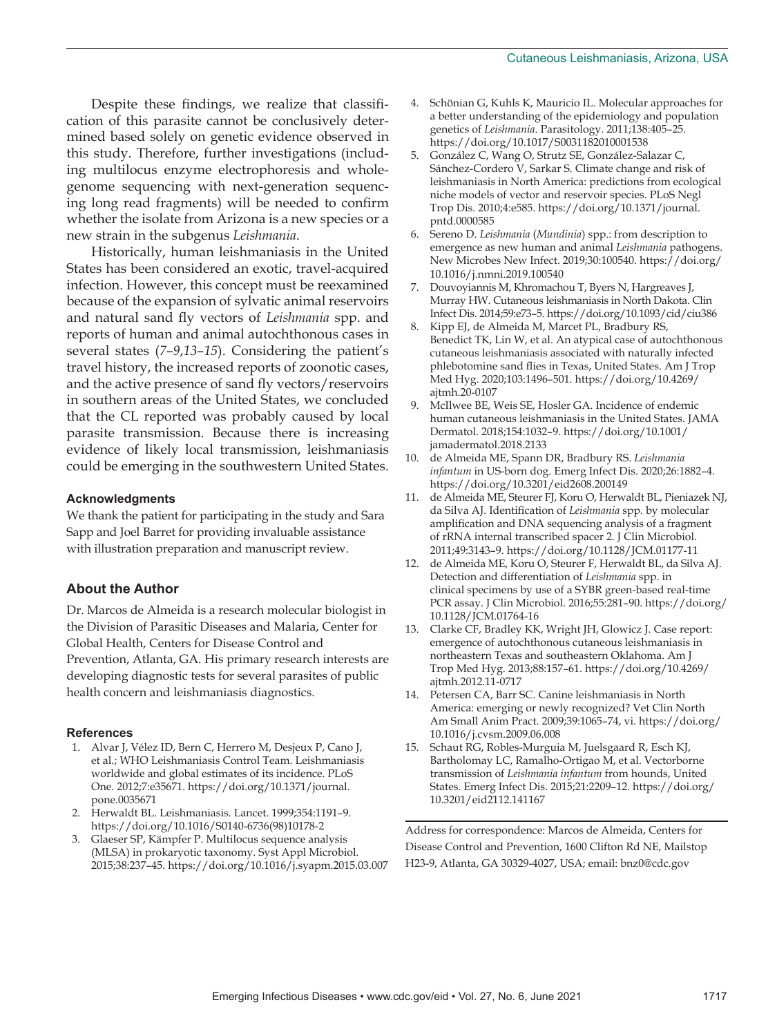Despite these findings, we realize that classification of this parasite cannot be conclusively determined based solely on genetic evidence observed in this study. Therefore, further investigations (including multilocus enzyme electrophoresis and whole-genome sequencing with next-generation sequencing long read fragments) will be needed to confirm whether the isolate from Arizona is a new species or a new strain in the subgenus *Leishmania*.

Historically, human leishmaniasis in the United States has been considered an exotic, travel-acquired infection. However, this concept must be reexamined because of the expansion of sylvatic animal reservoirs and natural sand fly vectors of *Leishmania* spp. and reports of human and animal autochthonous cases in several states (*7*–*9*,*13*–*15*). Considering the patient's travel history, the increased reports of zoonotic cases, and the active presence of sand fly vectors/reservoirs in southern areas of the United States, we concluded that the CL reported was probably caused by local parasite transmission. Because there is increasing evidence of likely local transmission, leishmaniasis could be emerging in the southwestern United States.

### Acknowledgments

We thank the patient for participating in the study and Sara Sapp and Joel Barret for providing invaluable assistance with illustration preparation and manuscript review.

### About the Author

Dr. Marcos de Almeida is a research molecular biologist in the Division of Parasitic Diseases and Malaria, Center for Global Health, Centers for Disease Control and Prevention, Atlanta, GA. His primary research interests are developing diagnostic tests for several parasites of public health concern and leishmaniasis diagnostics.

### References

1. Alvar J, Vélez ID, Bern C, Herrero M, Desjeux P, Cano J, et al.; WHO Leishmaniasis Control Team. Leishmaniasis worldwide and global estimates of its incidence. PLoS One. 2012;7:e35671. https://doi.org/10.1371/journal.pone.0035671
2. Herwaldt BL. Leishmaniasis. Lancet. 1999;354:1191–9. https://doi.org/10.1016/S0140-6736(98)10178-2
3. Glaeser SP, Kämpfer P. Multilocus sequence analysis (MLSA) in prokaryotic taxonomy. Syst Appl Microbiol. 2015;38:237–45. https://doi.org/10.1016/j.syapm.2015.03.007
4. Schönian G, Kuhls K, Mauricio IL. Molecular approaches for a better understanding of the epidemiology and population genetics of *Leishmania*. Parasitology. 2011;138:405–25. https://doi.org/10.1017/S0031182010001538
5. González C, Wang O, Strutz SE, González-Salazar C, Sánchez-Cordero V, Sarkar S. Climate change and risk of leishmaniasis in North America: predictions from ecological niche models of vector and reservoir species. PLoS Negl Trop Dis. 2010;4:e585. https://doi.org/10.1371/journal.pntd.0000585
6. Sereno D. *Leishmania* (*Mundinia*) spp.: from description to emergence as new human and animal *Leishmania* pathogens. New Microbes New Infect. 2019;30:100540. https://doi.org/10.1016/j.nmni.2019.100540
7. Douvoyiannis M, Khromachou T, Byers N, Hargreaves J, Murray HW. Cutaneous leishmaniasis in North Dakota. Clin Infect Dis. 2014;59:e73–5. https://doi.org/10.1093/cid/ciu386
8. Kipp EJ, de Almeida M, Marcet PL, Bradbury RS, Benedict TK, Lin W, et al. An atypical case of autochthonous cutaneous leishmaniasis associated with naturally infected phlebotomine sand flies in Texas, United States. Am J Trop Med Hyg. 2020;103:1496–501. https://doi.org/10.4269/ajtmh.20-0107
9. McIlwee BE, Weis SE, Hosler GA. Incidence of endemic human cutaneous leishmaniasis in the United States. JAMA Dermatol. 2018;154:1032–9. https://doi.org/10.1001/jamadermatol.2018.2133
10. de Almeida ME, Spann DR, Bradbury RS. *Leishmania infantum* in US-born dog. Emerg Infect Dis. 2020;26:1882–4. https://doi.org/10.3201/eid2608.200149
11. de Almeida ME, Steurer FJ, Koru O, Herwaldt BL, Pieniazek NJ, da Silva AJ. Identification of *Leishmania* spp. by molecular amplification and DNA sequencing analysis of a fragment of rRNA internal transcribed spacer 2. J Clin Microbiol. 2011;49:3143–9. https://doi.org/10.1128/JCM.01177-11
12. de Almeida ME, Koru O, Steurer F, Herwaldt BL, da Silva AJ. Detection and differentiation of *Leishmania* spp. in clinical specimens by use of a SYBR green-based real-time PCR assay. J Clin Microbiol. 2016;55:281–90. https://doi.org/10.1128/JCM.01764-16
13. Clarke CF, Bradley KK, Wright JH, Glowicz J. Case report: emergence of autochthonous cutaneous leishmaniasis in northeastern Texas and southeastern Oklahoma. Am J Trop Med Hyg. 2013;88:157–61. https://doi.org/10.4269/ajtmh.2012.11-0717
14. Petersen CA, Barr SC. Canine leishmaniasis in North America: emerging or newly recognized? Vet Clin North Am Small Anim Pract. 2009;39:1065–74, vi. https://doi.org/10.1016/j.cvsm.2009.06.008
15. Schaut RG, Robles-Murguia M, Juelsgaard R, Esch KJ, Bartholomay LC, Ramalho-Ortigao M, et al. Vectorborne transmission of *Leishmania infantum* from hounds, United States. Emerg Infect Dis. 2015;21:2209–12. https://doi.org/10.3201/eid2112.141167

Address for correspondence: Marcos de Almeida, Centers for Disease Control and Prevention, 1600 Clifton Rd NE, Mailstop H23-9, Atlanta, GA 30329-4027, USA; email: bnz0@cdc.gov